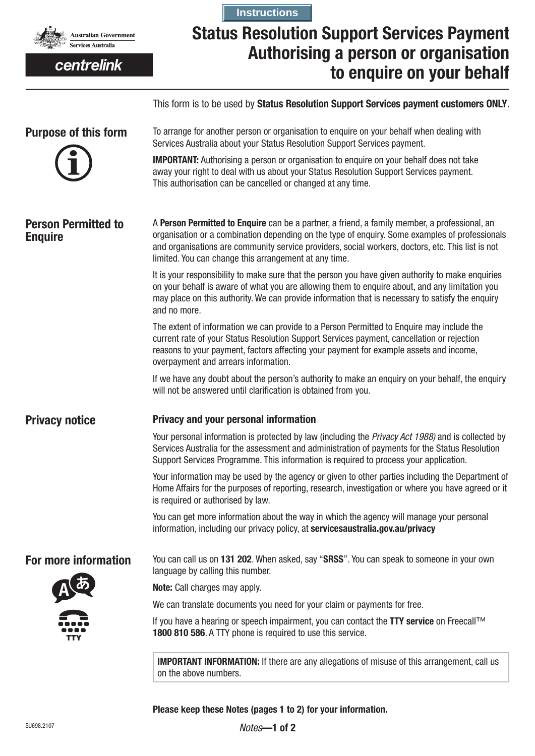Instructions

# Status Resolution Support Services Payment Authorising a person or organisation to enquire on your behalf

Australian Government
Services Australia

centrelink

This form is to be used by **Status Resolution Support Services payment customers ONLY**.

## Purpose of this form

To arrange for another person or organisation to enquire on your behalf when dealing with Services Australia about your Status Resolution Support Services payment.

**IMPORTANT:** Authorising a person or organisation to enquire on your behalf does not take away your right to deal with us about your Status Resolution Support Services payment. This authorisation can be cancelled or changed at any time.

## Person Permitted to Enquire

A **Person Permitted to Enquire** can be a partner, a friend, a family member, a professional, an organisation or a combination depending on the type of enquiry. Some examples of professionals and organisations are community service providers, social workers, doctors, etc. This list is not limited. You can change this arrangement at any time.

It is your responsibility to make sure that the person you have given authority to make enquiries on your behalf is aware of what you are allowing them to enquire about, and any limitation you may place on this authority. We can provide information that is necessary to satisfy the enquiry and no more.

The extent of information we can provide to a Person Permitted to Enquire may include the current rate of your Status Resolution Support Services payment, cancellation or rejection reasons to your payment, factors affecting your payment for example assets and income, overpayment and arrears information.

If we have any doubt about the person's authority to make an enquiry on your behalf, the enquiry will not be answered until clarification is obtained from you.

## Privacy notice

### Privacy and your personal information

Your personal information is protected by law (including the *Privacy Act 1988)* and is collected by Services Australia for the assessment and administration of payments for the Status Resolution Support Services Programme. This information is required to process your application.

Your information may be used by the agency or given to other parties including the Department of Home Affairs for the purposes of reporting, research, investigation or where you have agreed or it is required or authorised by law.

You can get more information about the way in which the agency will manage your personal information, including our privacy policy, at **servicesaustralia.gov.au/privacy**

## For more information

You can call us on **131 202**. When asked, say "**SRSS**". You can speak to someone in your own language by calling this number.

**Note:** Call charges may apply.

We can translate documents you need for your claim or payments for free.

If you have a hearing or speech impairment, you can contact the **TTY service** on Freecall™ **1800 810 586**. A TTY phone is required to use this service.

**IMPORTANT INFORMATION:** If there are any allegations of misuse of this arrangement, call us on the above numbers.

**Please keep these Notes (pages 1 to 2) for your information.**

SU698.2107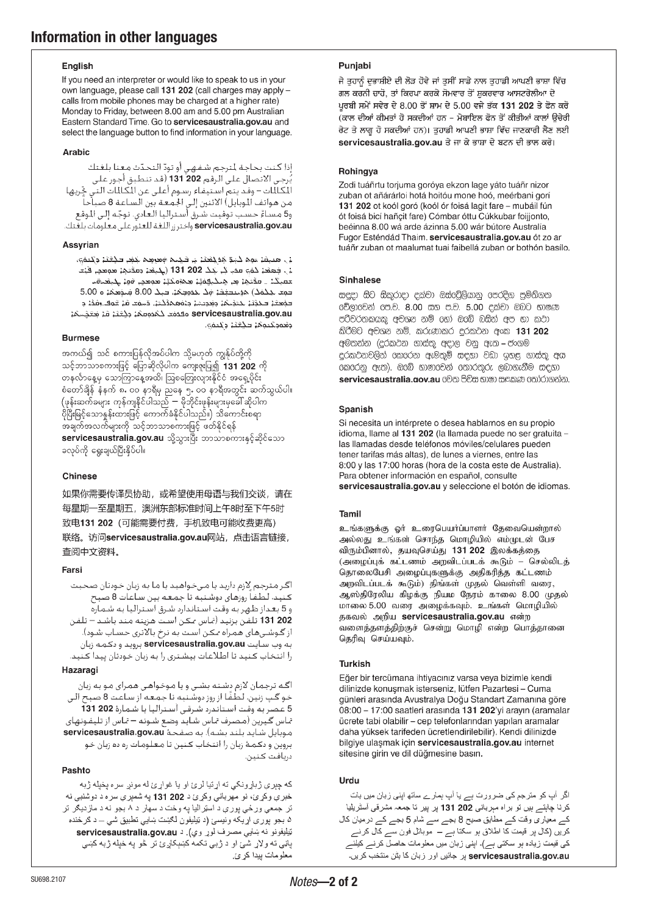# Information in other languages

## English

If you need an interpreter or would like to speak to us in your own language, please call **131 202** (call charges may apply – calls from mobile phones may be charged at a higher rate) Monday to Friday, between 8.00 am and 5.00 pm Australian Eastern Standard Time. Go to **servicesaustralia.gov.au** and select the language button to find information in your language.

## Arabic

إذا كنت بحاجة لمترجم شفهي أو تودّ التحدّث معنا بلغتك يُرجى الاتصال على الرقم **131 202** (قد تنطبق أجور على المكالمات – وقد يتم استيفاء رسوم أعلى عن المكالمات التي تُجريها من هواتف الموبايل) الاثنين إلى الجمعة بين الساعة 8 صباحاً و5 مساءً حسب توقيت شرق أستراليا العادي. توجّه إلى الموقع **servicesaustralia.gov.au** واختر زر اللغة للعثور على معلومات بلغتك.

## Assyrian

ܐܢ ܣܢܝܩܝܬܘܢ ܠܡܬܪܓܡܢܐ ܝܢ ܒܥܝܬܘܢ ܕܗܡܙܡܝܬܘܢ ܥܡܢ ܒܠܫܢܐ ܕܝܠܘܟܘܢ، ܒܒܥܘܬܐ ܩܪܘܢ ܥܠ ܡܢܝܢܐ **131 202** (ܐܓܪܐ ܕܩܪܝܬܐ ܡܨܝ ܕܗܘܐ ܡܬܒܥܝܐ ܩܪܝܬܐ ܡܢ ܬܠܦܘܢܐ ܡܫܢܝܢܐ ܡܨܝ ܕܗܘܐ ܡܬܒܥܝܐ ܒܐܓܪܐ ܪܒܐ) ܡܢ ܬܪܝܢܒܫܒܐ ܗܕܟܡܐ ܥܪܘܒܬܐ، ܒܝܢܬ ܫܥܬܐ 8.00 ܩܕܡ ܛܗܪܐ ܗܕܟܡܐ 5.00 ܒܬܪ ܛܗܪܐ ܒܙܒܢܐ ܕܡܕܢܚܐ ܕܐܘܣܬܪܠܝܐ. ܙܠܘܢ ܠ **servicesaustralia.gov.au** ܘܓܒܘܢ ܠܦܬܝܪܐ ܕܠܫܢܐ ܕܝܠܘܟܘܢ.

## Burmese

အကယ်၍ သင် စကားပြန်လိုအပ်ပါက သို့မဟုတ် ကျွန်ုပ်တို့ကို သင့်ဘာသာစကားဖြင့် ပြောဆိုလိုပါက ကျေးဇူးပြု၍ **131 202** ကို တနင်္လာနေ့မှ သောကြာနေ့အထိ၊ ဩစတြေးလျားနိုင်ငံ အရှေ့ပိုင်း စံတော်ချိန် နံနက် ၈.၀၀ နာရီမှ ညနေ ၅.၀၀ နာရီအတွင်း ဆက်သွယ်ပါ။ (ဖုန်းဆက်ခများ ကျနိုင်ပါသည် – မိုဘိုင်းဖုန်းများမှခေါ်ဆိုပါက ပိုမြင့်သောနှုန်းထားဖြင့် ကောက်ခံနိုင်ပါသည်။) သင်၏ဘာသာစကားဖြင့် အချက်အလက်များကို ရှာဖွေရန် **servicesaustralia.gov.au** သို့သွားပြီး ဘာသာစကားနှင့်ဆိုင်သော ခလုတ်ကို ရွေးချယ်ပြီးနိုင်ပါ။

## Chinese

如果你需要传译员协助，或希望使用母语与我们交谈，请在每星期一至星期五，澳洲东部标准时间上午8时至下午5时致电131 202（可能需要付费，手机致电可能收费更高）联络。访问**servicesaustralia.gov.au**网站，点击语言链接，查阅中文资料。

## Farsi

اگر مترجم لازم دارید یا می‌خواهید با ما به زبان خودتان صحبت کنید، لطفاً روزهای دوشنبه تا جمعه بین ساعات 8 صبح و 5 بعداز ظهر به وقت استاندارد شرق استرالیا به شماره **131 202** تلفن بزنید (تماس ممکن است هزینه مند باشد – تلفن از گوشی‌های همراه ممکن است به نرخ بالاتری حساب شود). به وب سایت **servicesaustralia.gov.au** بروید و دکمه زبان را انتخاب کنید تا اطلاعات بیشتری را به زبان خودتان پیدا کنید.

## Hazaragi

اگه ترجمان لازم دشته بشی و یا موخواهی همرای مو به زبان خو گپ بزنین، لطفاً از روز دوشنبه تا جمعه از ساعت 8 صبح الی 5 عصر به وقت استندرد شرقی آسترالیا با شمارهٔ **131 202** تماس گیرین (مصرف تماس شاید وضع شونه – تماس از تلیفونهای موبایل شاید بلند بشه). به صفحهٔ **servicesaustralia.gov.au** بروین و دکمهٔ زبان را انتخاب کنین تا معلومات ره ده زبان خو دریافت کنین.

## Pashto

که چیرې ژباړونکي ته اړتیا لرئ او یا غواړئ له مونږ سره پخپله ژبه خبرې وکړئ، نو مهرباني وکړئ د **131 202** په شمېره سره د دوشنبې نه تر جمعې ورځې پورې د اسټرالیا په وخت د سهار د ۸ بجو نه د ماذیګر تر ۵ بجو پورې اړیکه ونیسئ (د ټیلیفون لګښت ښايي تطبیق شي – د ګرځنده ټیلیفونو نه ښايي مصرف لوړ وي). د **servicesaustralia.gov.au** پاڼې ته ولاړ شئ او د ژبې تکمه کښېکاږئ تر څو په خپله ژبه کښې معلومات پیدا کړئ.

## Punjabi

ਜੇ ਤੁਹਾਨੂੰ ਦੁਭਾਸ਼ੀਏ ਦੀ ਲੋੜ ਹੋਵੇ ਜਾਂ ਤੁਸੀਂ ਸਾਡੇ ਨਾਲ ਤੁਹਾਡੀ ਆਪਣੀ ਭਾਸ਼ਾ ਵਿੱਚ ਗਲ ਕਰਨੀ ਚਾਹੋ, ਤਾਂ ਕਿਰਪਾ ਕਰਕੇ ਸੋਮਵਾਰ ਤੋਂ ਸ਼ੁਕਰਵਾਰ ਆਸਟਰੇਲੀਆ ਦੇ ਪੂਰਬੀ ਸਮੇਂ ਸਵੇਰ ਦੇ 8.00 ਤੋਂ ਸ਼ਾਮ ਦੇ 5.00 ਵਜੇ ਤੱਕ **131 202** ਤੇ ਫੋਨ ਕਰੋ (ਕਾਲ ਦੀਆਂ ਕੀਮਤਾਂ ਹੋ ਸਕਦੀਆਂ ਹਨ – ਮੋਬਾਇਲ ਫੋਨ ਤੋਂ ਕੀਤੀਆਂ ਕਾਲਾਂ ਉਚੇਰੀ ਰੇਟ ਤੇ ਲਾਗੂ ਹੋ ਸਕਦੀਆਂ ਹਨ)। ਤੁਹਾਡੀ ਆਪਣੀ ਭਾਸ਼ਾ ਵਿੱਚ ਜਾਣਕਾਰੀ ਲੈਣ ਲਈ **servicesaustralia.gov.au** ਤੇ ਜਾ ਕੇ ਭਾਸ਼ਾ ਦੇ ਬਟਨ ਦੀ ਭਾਲ ਕਰੋ।

## Rohingya

Zodi tuáñrtu torjuma goróya ekzon lage yáto tuáñr nizor zuban ot añárárloi hotá hoitóu mone hoó, meérbani gori **131 202** ot koól goró (koól ór foisá lagit fare – mubáil fún ót foisá bicí hañcit fare) Cómbar óttu Cúkkubar foijjonto, beéinna 8.00 wá arde ázinna 5.00 wár bútore Australia Fugor Esténdád Thaim. **servicesaustralia.gov.au** ót zo ar tuáñr zuban ot maalumat tuai faibellá zuban or bothón basílo.

## Sinhalese

සඳුදා සිට සිකුරාදා දක්වා ඕස්ට්‍රේලියානු පෙරදිග සම්මත වේලාවෙන් පෙ.ව. 8.00 සහ ප.ව. 5.00 දක්වා ඔබට භාෂණ පරිවර්තකයකු අවශ්‍ය නම් හෝ ඔබේ බසින් අප හා කතා කිරීමට අවශ්‍ය නම්, කරුණාකර දුරකථන අංක **131 202** අමතන්න (දුරකථන ගාස්තු අදාළ විය හැක – ජංගම දුරකථනවලින් කෙරෙන ඇමතුම් සඳහා වඩා ඉහළ ගාස්තු අය කෙරෙනු ඇත). ඔබේ භාෂාවෙන් තොරතුරු ලබාගැනීම සඳහා **servicesaustralia.gov.au** වෙත පිවිස භාෂා සලකුණ තෝරාගන්න.

## Spanish

Si necesita un intérprete o desea hablarnos en su propio idioma, llame al **131 202** (la llamada puede no ser gratuita – las llamadas desde teléfonos móviles/celulares pueden tener tarifas más altas), de lunes a viernes, entre las 8:00 y las 17:00 horas (hora de la costa este de Australia). Para obtener información en español, consulte **servicesaustralia.gov.au** y seleccione el botón de idiomas.

## Tamil

உங்களுக்கு ஓர் உரைபெயர்ப்பாளர் தேவையென்றால் அல்லது உங்கள் சொந்த மொழியில் எம்முடன் பேச விரும்பினால், தயவுசெய்து **131 202** இலக்கத்தை (அழைப்புக் கட்டணம் அறவிடப்படக் கூடும் – செல்லிடத் தொலைபேசி அழைப்புகளுக்கு அதிகரித்த கட்டணம் அறவிடப்படக் கூடும்) திங்கள் முதல் வெள்ளி வரை, ஆஸ்திரேலிய கிழக்கு நியம நேரம் காலை 8.00 முதல் மாலை 5.00 வரை அழைக்கவும். உங்கள் மொழியில் தகவல் அறிய **servicesaustralia.gov.au** என்ற வலைத்தளத்திற்குச் சென்று மொழி என்ற பொத்தானை தெரிவு செய்யவும்.

## Turkish

Eğer bir tercümana ihtiyacınız varsa veya bizimle kendi dilinizde konuşmak isterseniz, lütfen Pazartesi – Cuma günleri arasında Avustralya Doğu Standart Zamanına göre 08:00 – 17:00 saatleri arasında **131 202**'yi arayın (aramalar ücrete tabi olabilir – cep telefonlarından yapılan aramalar daha yüksek tarifeden ücretlendirilebilir). Kendi dilinizde bilgiye ulaşmak için **servicesaustralia.gov.au** internet sitesine girin ve dil düğmesine basın.

## Urdu

اگر آپ کو مترجم کی ضرورت ہے یا آپ ہمارے ساتھ اپنی زبان میں بات کرنا چاہتے ہیں تو براہ مہربانی **131 202** پر پیر تا جمعہ مشرقی آسٹریلیا کے معیاری وقت کے مطابق صبح 8 بجے سے شام 5 بجے کے درمیان کال کریں (کال پر قیمت کا اطلاق ہو سکتا ہے – موبائل فون سے کال کرنے کی قیمت زیادہ ہو سکتی ہے)۔ اپنی زبان میں معلومات حاصل کرنے کیلئے **servicesaustralia.gov.au** پر جائیں اور زبان کا بٹن منتخب کریں۔

SU698.2107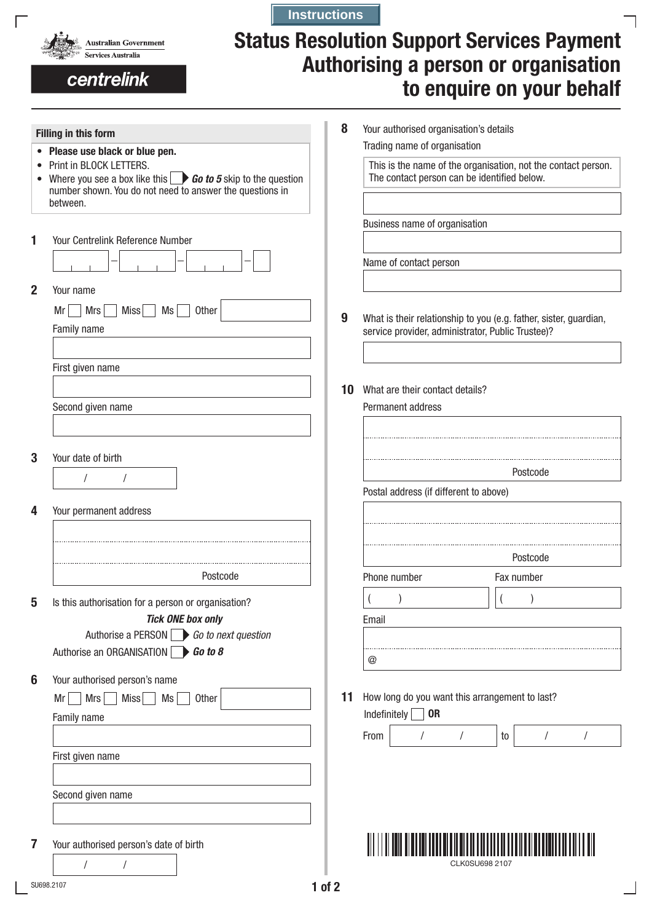Instructions

Australian Government
Services Australia

centrelink

# Status Resolution Support Services Payment Authorising a person or organisation to enquire on your behalf

## Filling in this form

- **Please use black or blue pen.**
- Print in BLOCK LETTERS.
- Where you see a box like this ☐ ***Go to 5*** skip to the question number shown. You do not need to answer the questions in between.

**1** Your Centrelink Reference Number

☐☐☐ – ☐☐☐ – ☐☐☐ – ☐

**2** Your name

Mr ☐ Mrs ☐ Miss ☐ Ms ☐ Other

Family name

First given name

Second given name

**3** Your date of birth

/ /

**4** Your permanent address

Postcode

**5** Is this authorisation for a person or organisation?

***Tick ONE box only***

Authorise a PERSON ☐ *Go to next question*

Authorise an ORGANISATION ☐ ***Go to 8***

**6** Your authorised person's name

Mr ☐ Mrs ☐ Miss ☐ Ms ☐ Other

Family name

First given name

Second given name

**7** Your authorised person's date of birth

/ /

**8** Your authorised organisation's details

Trading name of organisation

This is the name of the organisation, not the contact person. The contact person can be identified below.

Business name of organisation

Name of contact person

**9** What is their relationship to you (e.g. father, sister, guardian, service provider, administrator, Public Trustee)?

**10** What are their contact details?

Permanent address

Postcode

Postal address (if different to above)

Postcode

Phone number ( ) Fax number ( )

Email

@

**11** How long do you want this arrangement to last?

Indefinitely ☐ **OR**

From / / to / /

CLK0SU698 2107

SU698.2107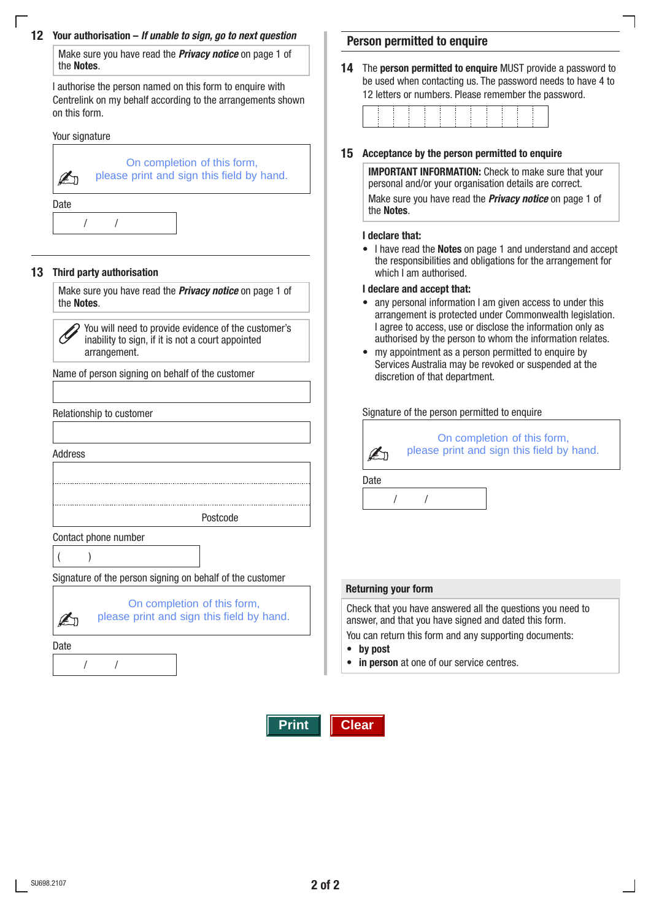**12** **Your authorisation –** ***If unable to sign, go to next question***

Make sure you have read the ***Privacy notice*** on page 1 of the **Notes**.

I authorise the person named on this form to enquire with Centrelink on my behalf according to the arrangements shown on this form.

Your signature

On completion of this form, please print and sign this field by hand.

Date

/ /

**13** **Third party authorisation**

Make sure you have read the ***Privacy notice*** on page 1 of the **Notes**.

You will need to provide evidence of the customer's inability to sign, if it is not a court appointed arrangement.

Name of person signing on behalf of the customer

Relationship to customer

Address

Postcode

Contact phone number

( )

Signature of the person signing on behalf of the customer

On completion of this form, please print and sign this field by hand.

Date

/ /

## Person permitted to enquire

**14** The **person permitted to enquire** MUST provide a password to be used when contacting us. The password needs to have 4 to 12 letters or numbers. Please remember the password.

**15** **Acceptance by the person permitted to enquire**

**IMPORTANT INFORMATION:** Check to make sure that your personal and/or your organisation details are correct.

Make sure you have read the ***Privacy notice*** on page 1 of the **Notes**.

**I declare that:**

- I have read the **Notes** on page 1 and understand and accept the responsibilities and obligations for the arrangement for which I am authorised.

**I declare and accept that:**

- any personal information I am given access to under this arrangement is protected under Commonwealth legislation. I agree to access, use or disclose the information only as authorised by the person to whom the information relates.
- my appointment as a person permitted to enquire by Services Australia may be revoked or suspended at the discretion of that department.

Signature of the person permitted to enquire

On completion of this form, please print and sign this field by hand.

Date

/ /

### Returning your form

Check that you have answered all the questions you need to answer, and that you have signed and dated this form.

You can return this form and any supporting documents:

- **by post**
- **in person** at one of our service centres.

Print Clear

SU698.2107